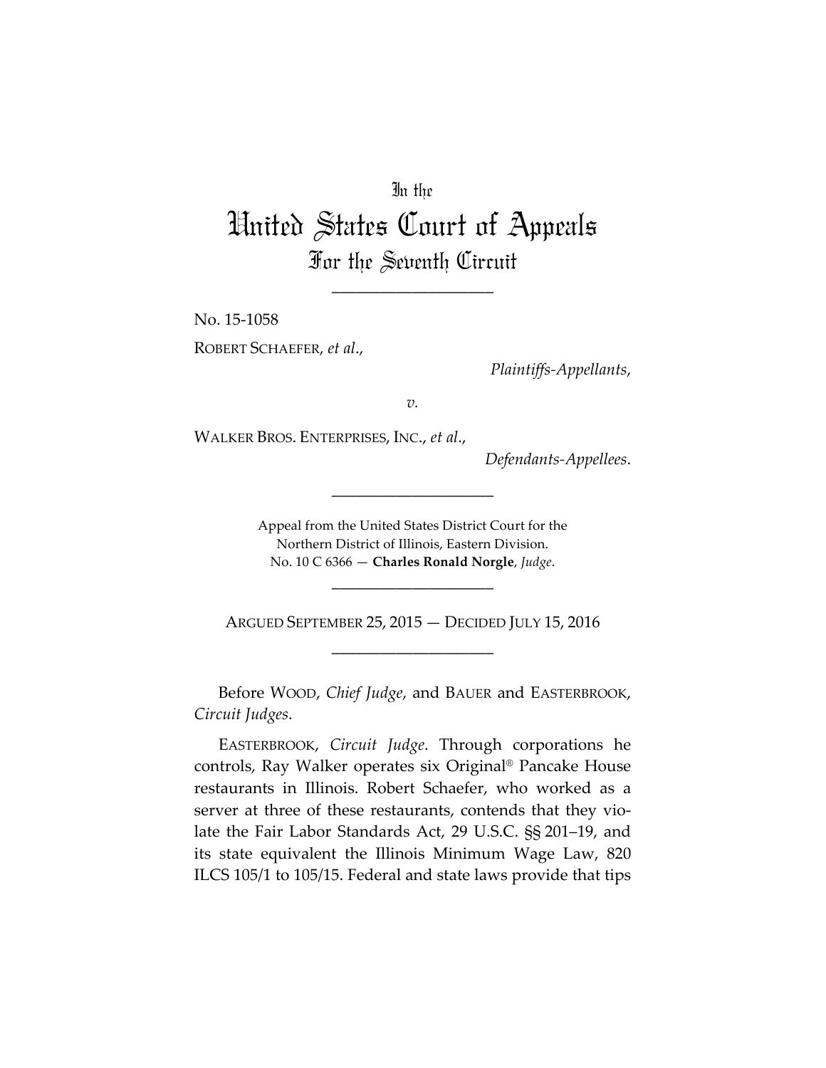In the

# United States Court of Appeals

## For the Seventh Circuit

____________________

No. 15-1058

ROBERT SCHAEFER, *et al.*,

*Plaintiffs-Appellants*,

*v.*

WALKER BROS. ENTERPRISES, INC., *et al.*,

*Defendants-Appellees*.

____________________

Appeal from the United States District Court for the Northern District of Illinois, Eastern Division.
No. 10 C 6366 — **Charles Ronald Norgle**, *Judge*.

____________________

ARGUED SEPTEMBER 25, 2015 — DECIDED JULY 15, 2016

____________________

Before WOOD, *Chief Judge*, and BAUER and EASTERBROOK, *Circuit Judges*.

EASTERBROOK, *Circuit Judge*. Through corporations he controls, Ray Walker operates six Original® Pancake House restaurants in Illinois. Robert Schaefer, who worked as a server at three of these restaurants, contends that they violate the Fair Labor Standards Act, 29 U.S.C. §§ 201–19, and its state equivalent the Illinois Minimum Wage Law, 820 ILCS 105/1 to 105/15. Federal and state laws provide that tips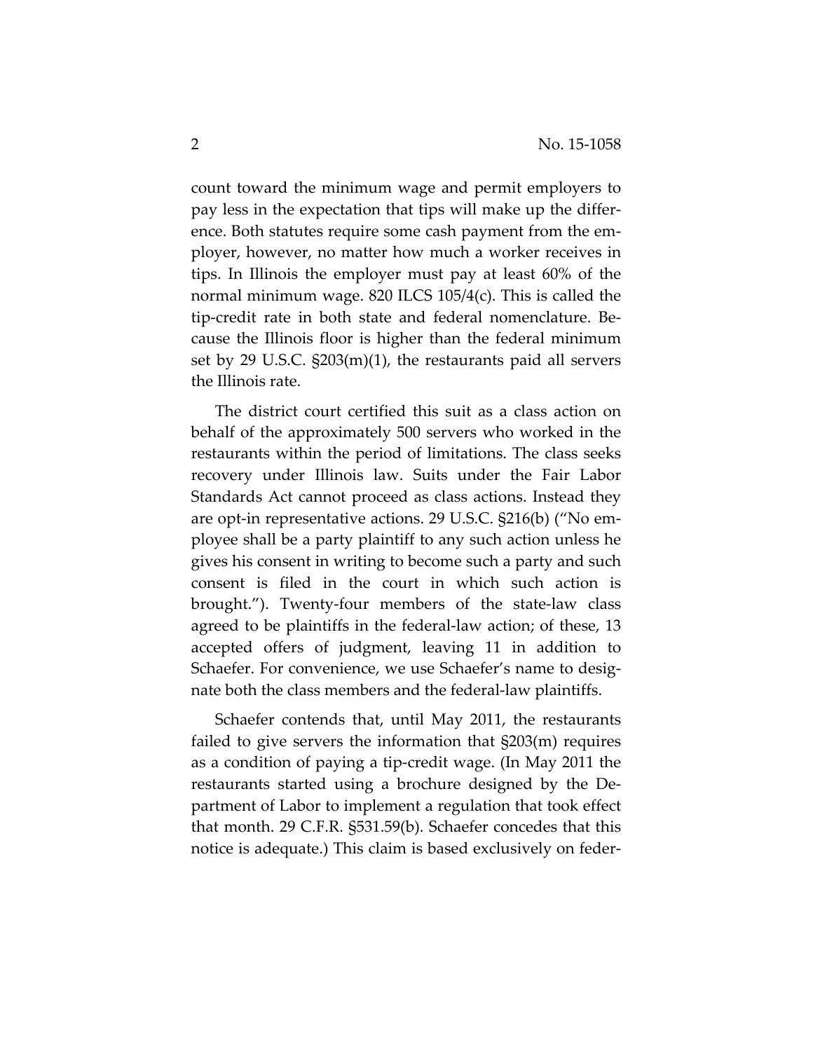count toward the minimum wage and permit employers to pay less in the expectation that tips will make up the difference. Both statutes require some cash payment from the employer, however, no matter how much a worker receives in tips. In Illinois the employer must pay at least 60% of the normal minimum wage. 820 ILCS 105/4(c). This is called the tip-credit rate in both state and federal nomenclature. Because the Illinois floor is higher than the federal minimum set by 29 U.S.C. §203(m)(1), the restaurants paid all servers the Illinois rate.

The district court certified this suit as a class action on behalf of the approximately 500 servers who worked in the restaurants within the period of limitations. The class seeks recovery under Illinois law. Suits under the Fair Labor Standards Act cannot proceed as class actions. Instead they are opt-in representative actions. 29 U.S.C. §216(b) ("No employee shall be a party plaintiff to any such action unless he gives his consent in writing to become such a party and such consent is filed in the court in which such action is brought."). Twenty-four members of the state-law class agreed to be plaintiffs in the federal-law action; of these, 13 accepted offers of judgment, leaving 11 in addition to Schaefer. For convenience, we use Schaefer's name to designate both the class members and the federal-law plaintiffs.

Schaefer contends that, until May 2011, the restaurants failed to give servers the information that §203(m) requires as a condition of paying a tip-credit wage. (In May 2011 the restaurants started using a brochure designed by the Department of Labor to implement a regulation that took effect that month. 29 C.F.R. §531.59(b). Schaefer concedes that this notice is adequate.) This claim is based exclusively on feder-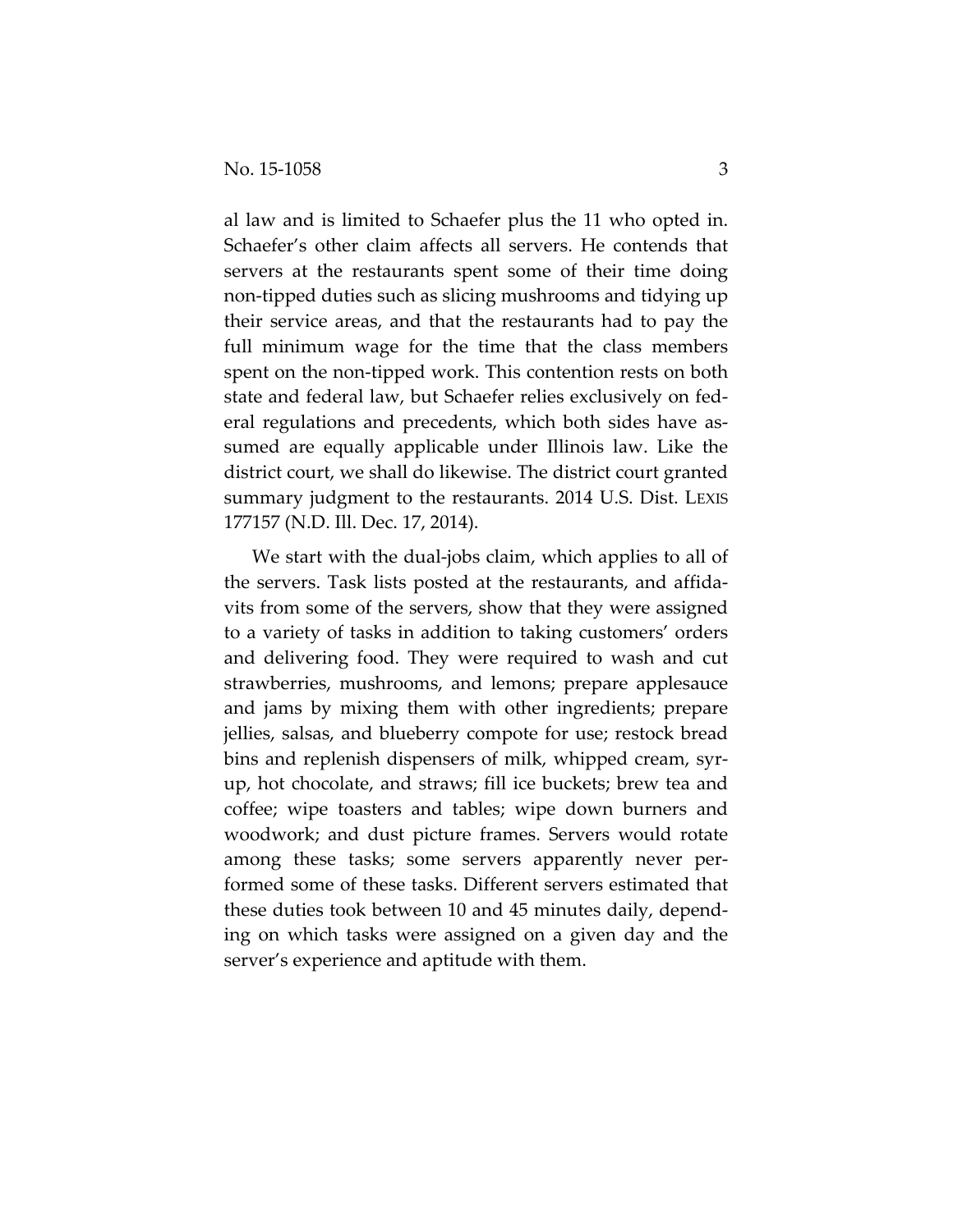al law and is limited to Schaefer plus the 11 who opted in. Schaefer's other claim affects all servers. He contends that servers at the restaurants spent some of their time doing non-tipped duties such as slicing mushrooms and tidying up their service areas, and that the restaurants had to pay the full minimum wage for the time that the class members spent on the non-tipped work. This contention rests on both state and federal law, but Schaefer relies exclusively on federal regulations and precedents, which both sides have assumed are equally applicable under Illinois law. Like the district court, we shall do likewise. The district court granted summary judgment to the restaurants. 2014 U.S. Dist. LEXIS 177157 (N.D. Ill. Dec. 17, 2014).

We start with the dual-jobs claim, which applies to all of the servers. Task lists posted at the restaurants, and affidavits from some of the servers, show that they were assigned to a variety of tasks in addition to taking customers' orders and delivering food. They were required to wash and cut strawberries, mushrooms, and lemons; prepare applesauce and jams by mixing them with other ingredients; prepare jellies, salsas, and blueberry compote for use; restock bread bins and replenish dispensers of milk, whipped cream, syrup, hot chocolate, and straws; fill ice buckets; brew tea and coffee; wipe toasters and tables; wipe down burners and woodwork; and dust picture frames. Servers would rotate among these tasks; some servers apparently never performed some of these tasks. Different servers estimated that these duties took between 10 and 45 minutes daily, depending on which tasks were assigned on a given day and the server's experience and aptitude with them.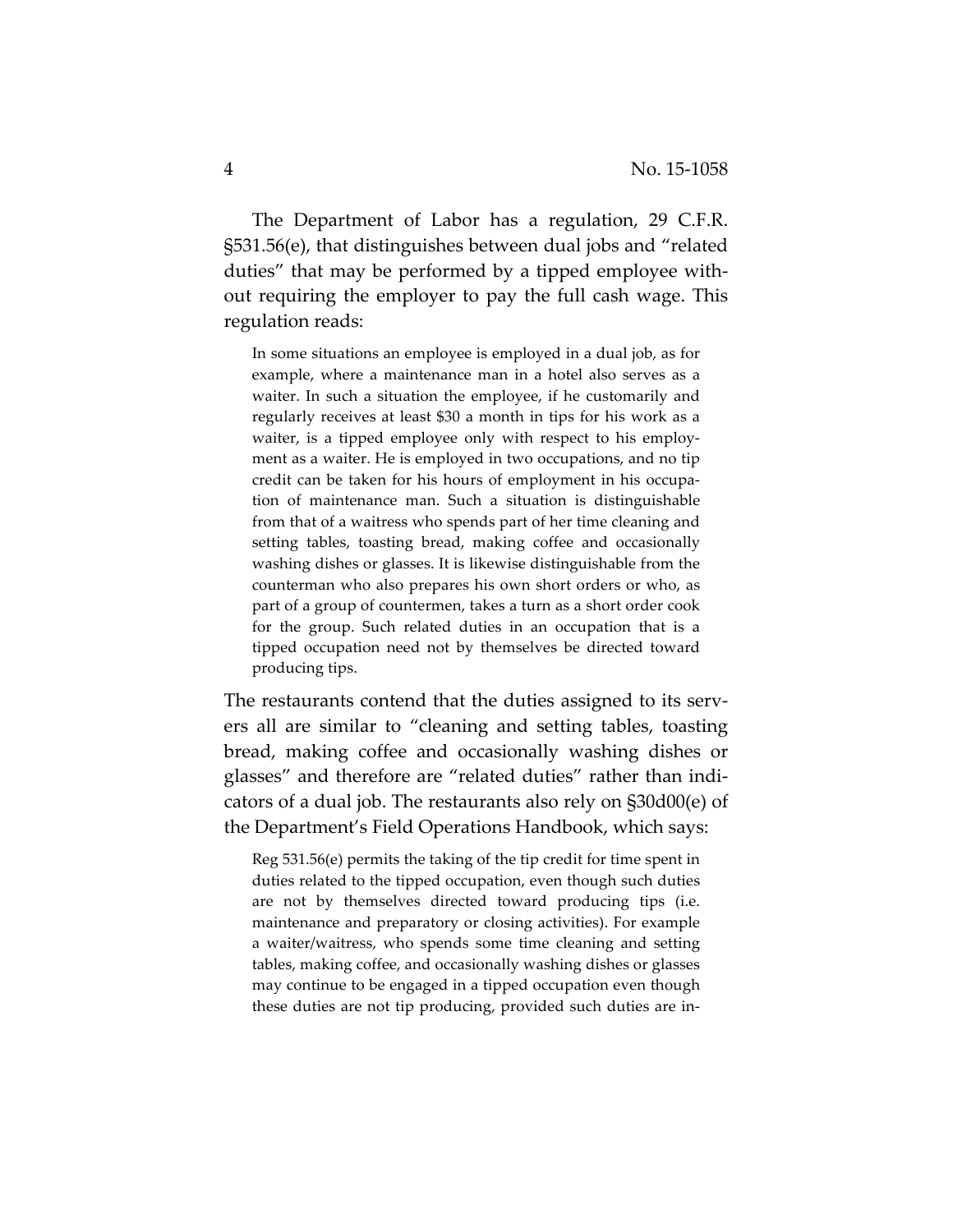The Department of Labor has a regulation, 29 C.F.R. §531.56(e), that distinguishes between dual jobs and "related duties" that may be performed by a tipped employee without requiring the employer to pay the full cash wage. This regulation reads:

> In some situations an employee is employed in a dual job, as for example, where a maintenance man in a hotel also serves as a waiter. In such a situation the employee, if he customarily and regularly receives at least $30 a month in tips for his work as a waiter, is a tipped employee only with respect to his employment as a waiter. He is employed in two occupations, and no tip credit can be taken for his hours of employment in his occupation of maintenance man. Such a situation is distinguishable from that of a waitress who spends part of her time cleaning and setting tables, toasting bread, making coffee and occasionally washing dishes or glasses. It is likewise distinguishable from the counterman who also prepares his own short orders or who, as part of a group of countermen, takes a turn as a short order cook for the group. Such related duties in an occupation that is a tipped occupation need not by themselves be directed toward producing tips.

The restaurants contend that the duties assigned to its servers all are similar to "cleaning and setting tables, toasting bread, making coffee and occasionally washing dishes or glasses" and therefore are "related duties" rather than indicators of a dual job. The restaurants also rely on §30d00(e) of the Department's Field Operations Handbook, which says:

> Reg 531.56(e) permits the taking of the tip credit for time spent in duties related to the tipped occupation, even though such duties are not by themselves directed toward producing tips (i.e. maintenance and preparatory or closing activities). For example a waiter/waitress, who spends some time cleaning and setting tables, making coffee, and occasionally washing dishes or glasses may continue to be engaged in a tipped occupation even though these duties are not tip producing, provided such duties are in-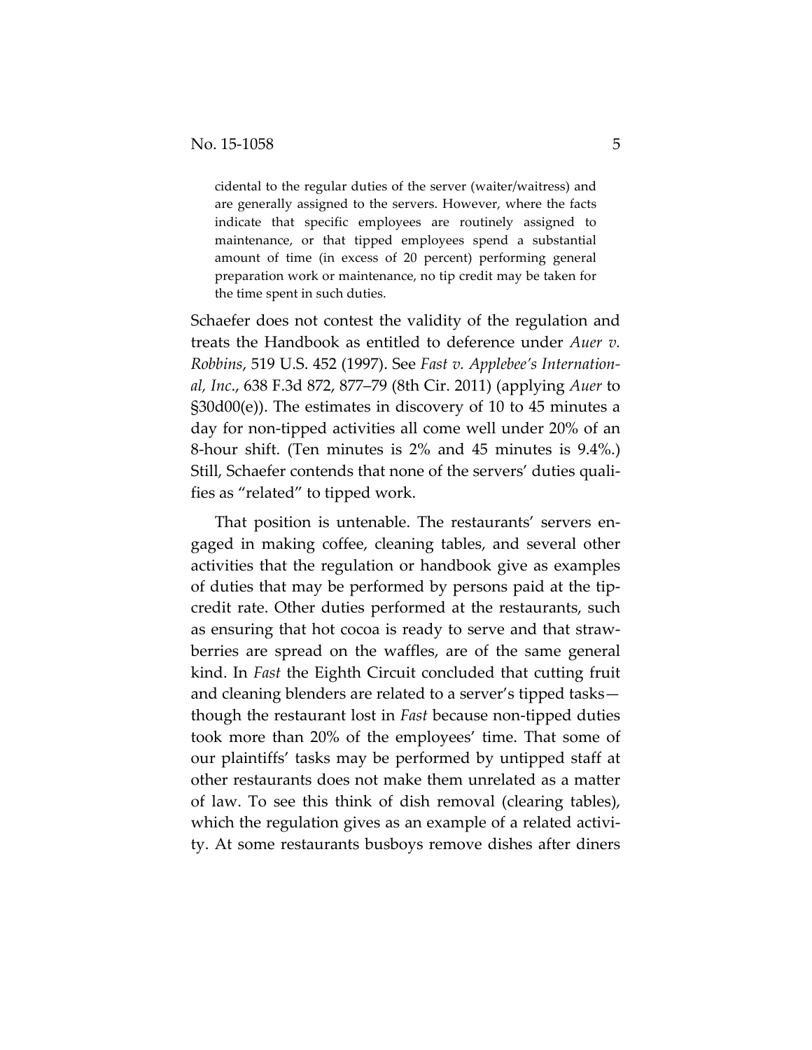cidental to the regular duties of the server (waiter/waitress) and are generally assigned to the servers. However, where the facts indicate that specific employees are routinely assigned to maintenance, or that tipped employees spend a substantial amount of time (in excess of 20 percent) performing general preparation work or maintenance, no tip credit may be taken for the time spent in such duties.

Schaefer does not contest the validity of the regulation and treats the Handbook as entitled to deference under *Auer v. Robbins*, 519 U.S. 452 (1997). See *Fast v. Applebee's International, Inc.*, 638 F.3d 872, 877–79 (8th Cir. 2011) (applying *Auer* to §30d00(e)). The estimates in discovery of 10 to 45 minutes a day for non-tipped activities all come well under 20% of an 8-hour shift. (Ten minutes is 2% and 45 minutes is 9.4%.) Still, Schaefer contends that none of the servers' duties qualifies as "related" to tipped work.

That position is untenable. The restaurants' servers engaged in making coffee, cleaning tables, and several other activities that the regulation or handbook give as examples of duties that may be performed by persons paid at the tip-credit rate. Other duties performed at the restaurants, such as ensuring that hot cocoa is ready to serve and that strawberries are spread on the waffles, are of the same general kind. In *Fast* the Eighth Circuit concluded that cutting fruit and cleaning blenders are related to a server's tipped tasks—though the restaurant lost in *Fast* because non-tipped duties took more than 20% of the employees' time. That some of our plaintiffs' tasks may be performed by untipped staff at other restaurants does not make them unrelated as a matter of law. To see this think of dish removal (clearing tables), which the regulation gives as an example of a related activity. At some restaurants busboys remove dishes after diners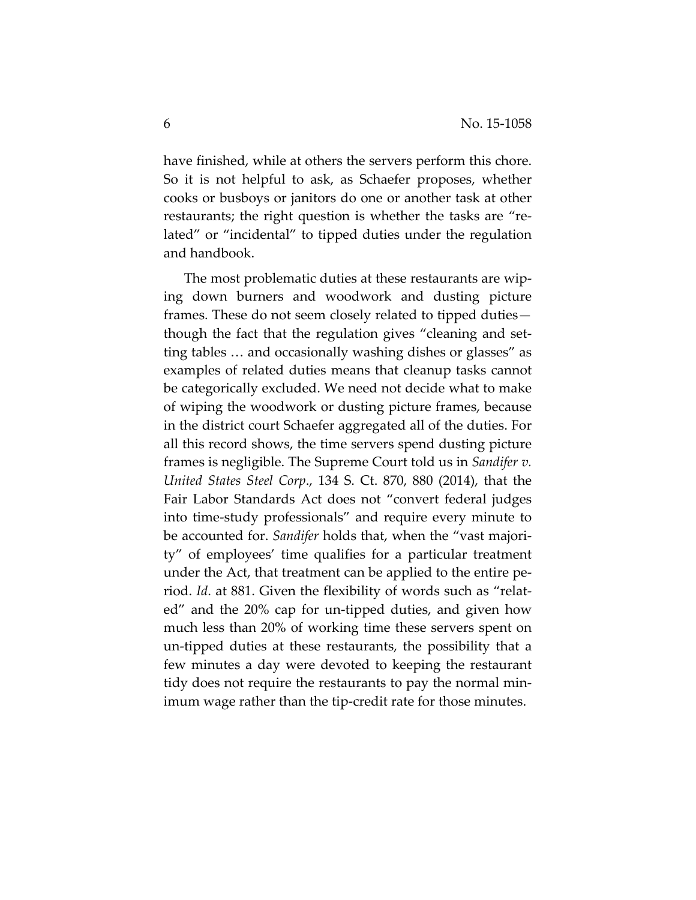have finished, while at others the servers perform this chore. So it is not helpful to ask, as Schaefer proposes, whether cooks or busboys or janitors do one or another task at other restaurants; the right question is whether the tasks are "related" or "incidental" to tipped duties under the regulation and handbook.

The most problematic duties at these restaurants are wiping down burners and woodwork and dusting picture frames. These do not seem closely related to tipped duties—though the fact that the regulation gives "cleaning and setting tables … and occasionally washing dishes or glasses" as examples of related duties means that cleanup tasks cannot be categorically excluded. We need not decide what to make of wiping the woodwork or dusting picture frames, because in the district court Schaefer aggregated all of the duties. For all this record shows, the time servers spend dusting picture frames is negligible. The Supreme Court told us in *Sandifer v. United States Steel Corp*., 134 S. Ct. 870, 880 (2014), that the Fair Labor Standards Act does not "convert federal judges into time-study professionals" and require every minute to be accounted for. *Sandifer* holds that, when the "vast majority" of employees' time qualifies for a particular treatment under the Act, that treatment can be applied to the entire period. *Id*. at 881. Given the flexibility of words such as "related" and the 20% cap for un-tipped duties, and given how much less than 20% of working time these servers spent on un-tipped duties at these restaurants, the possibility that a few minutes a day were devoted to keeping the restaurant tidy does not require the restaurants to pay the normal minimum wage rather than the tip-credit rate for those minutes.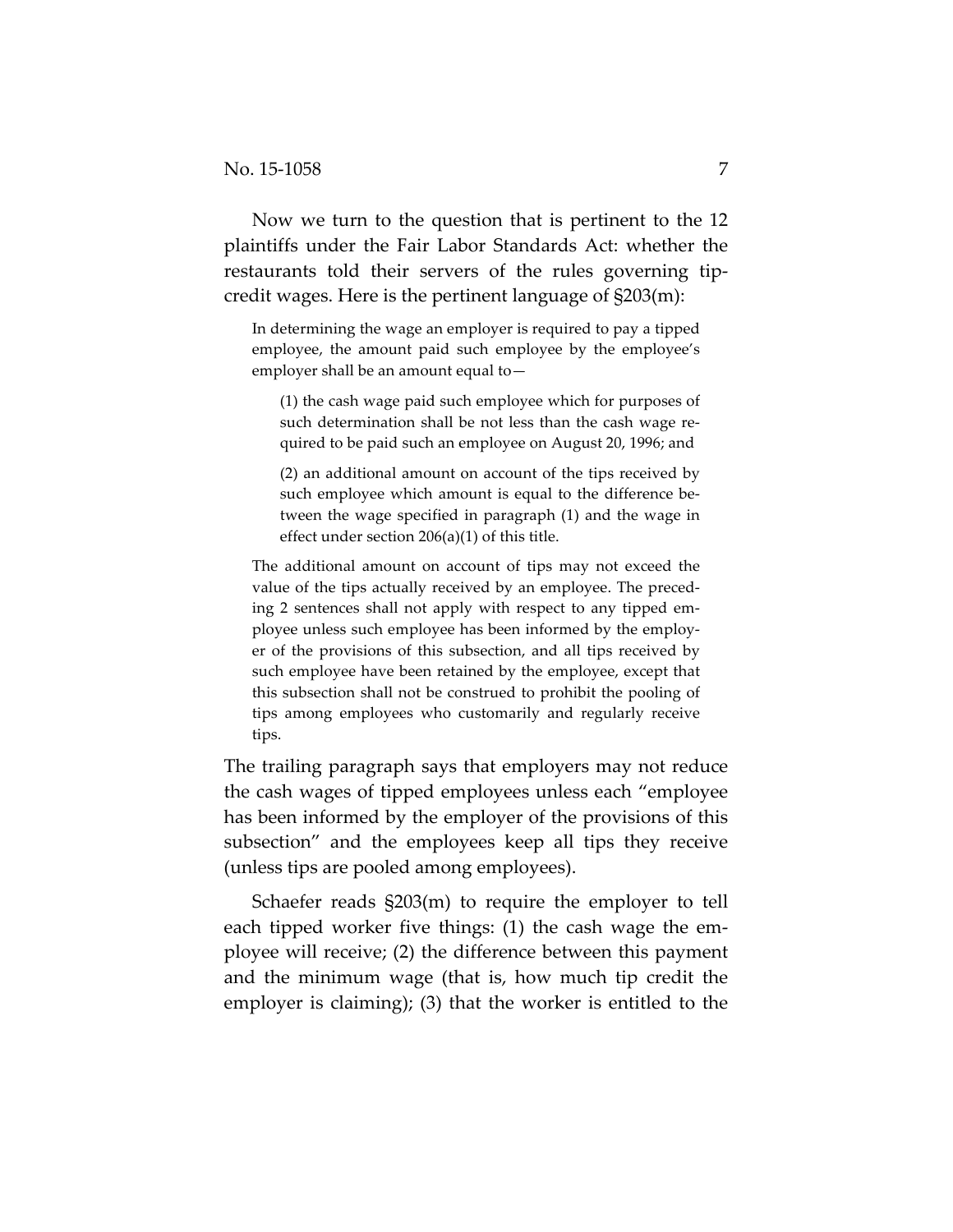Now we turn to the question that is pertinent to the 12 plaintiffs under the Fair Labor Standards Act: whether the restaurants told their servers of the rules governing tip-credit wages. Here is the pertinent language of §203(m):

> In determining the wage an employer is required to pay a tipped employee, the amount paid such employee by the employee's employer shall be an amount equal to—
>
> > (1) the cash wage paid such employee which for purposes of such determination shall be not less than the cash wage required to be paid such an employee on August 20, 1996; and
> >
> > (2) an additional amount on account of the tips received by such employee which amount is equal to the difference between the wage specified in paragraph (1) and the wage in effect under section 206(a)(1) of this title.
>
> The additional amount on account of tips may not exceed the value of the tips actually received by an employee. The preceding 2 sentences shall not apply with respect to any tipped employee unless such employee has been informed by the employer of the provisions of this subsection, and all tips received by such employee have been retained by the employee, except that this subsection shall not be construed to prohibit the pooling of tips among employees who customarily and regularly receive tips.

The trailing paragraph says that employers may not reduce the cash wages of tipped employees unless each "employee has been informed by the employer of the provisions of this subsection" and the employees keep all tips they receive (unless tips are pooled among employees).

Schaefer reads §203(m) to require the employer to tell each tipped worker five things: (1) the cash wage the employee will receive; (2) the difference between this payment and the minimum wage (that is, how much tip credit the employer is claiming); (3) that the worker is entitled to the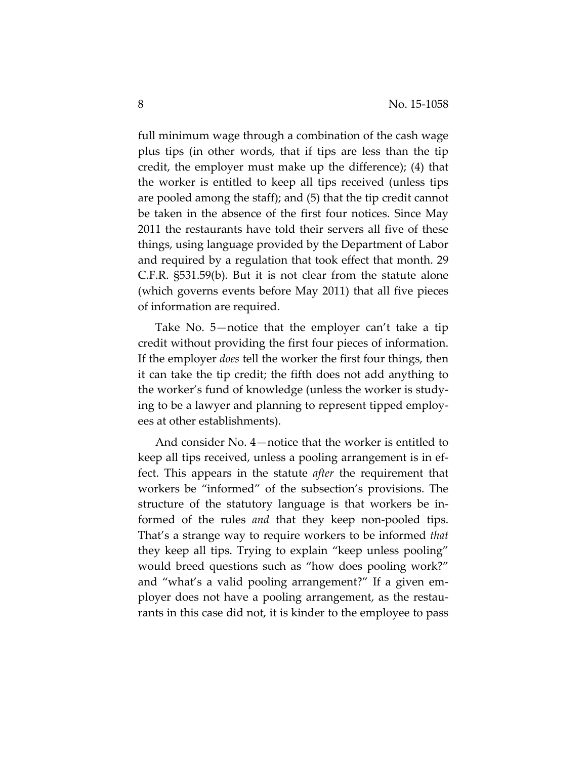full minimum wage through a combination of the cash wage plus tips (in other words, that if tips are less than the tip credit, the employer must make up the difference); (4) that the worker is entitled to keep all tips received (unless tips are pooled among the staff); and (5) that the tip credit cannot be taken in the absence of the first four notices. Since May 2011 the restaurants have told their servers all five of these things, using language provided by the Department of Labor and required by a regulation that took effect that month. 29 C.F.R. §531.59(b). But it is not clear from the statute alone (which governs events before May 2011) that all five pieces of information are required.

Take No. 5—notice that the employer can't take a tip credit without providing the first four pieces of information. If the employer *does* tell the worker the first four things, then it can take the tip credit; the fifth does not add anything to the worker's fund of knowledge (unless the worker is studying to be a lawyer and planning to represent tipped employees at other establishments).

And consider No. 4—notice that the worker is entitled to keep all tips received, unless a pooling arrangement is in effect. This appears in the statute *after* the requirement that workers be "informed" of the subsection's provisions. The structure of the statutory language is that workers be informed of the rules *and* that they keep non-pooled tips. That's a strange way to require workers to be informed *that* they keep all tips. Trying to explain "keep unless pooling" would breed questions such as "how does pooling work?" and "what's a valid pooling arrangement?" If a given employer does not have a pooling arrangement, as the restaurants in this case did not, it is kinder to the employee to pass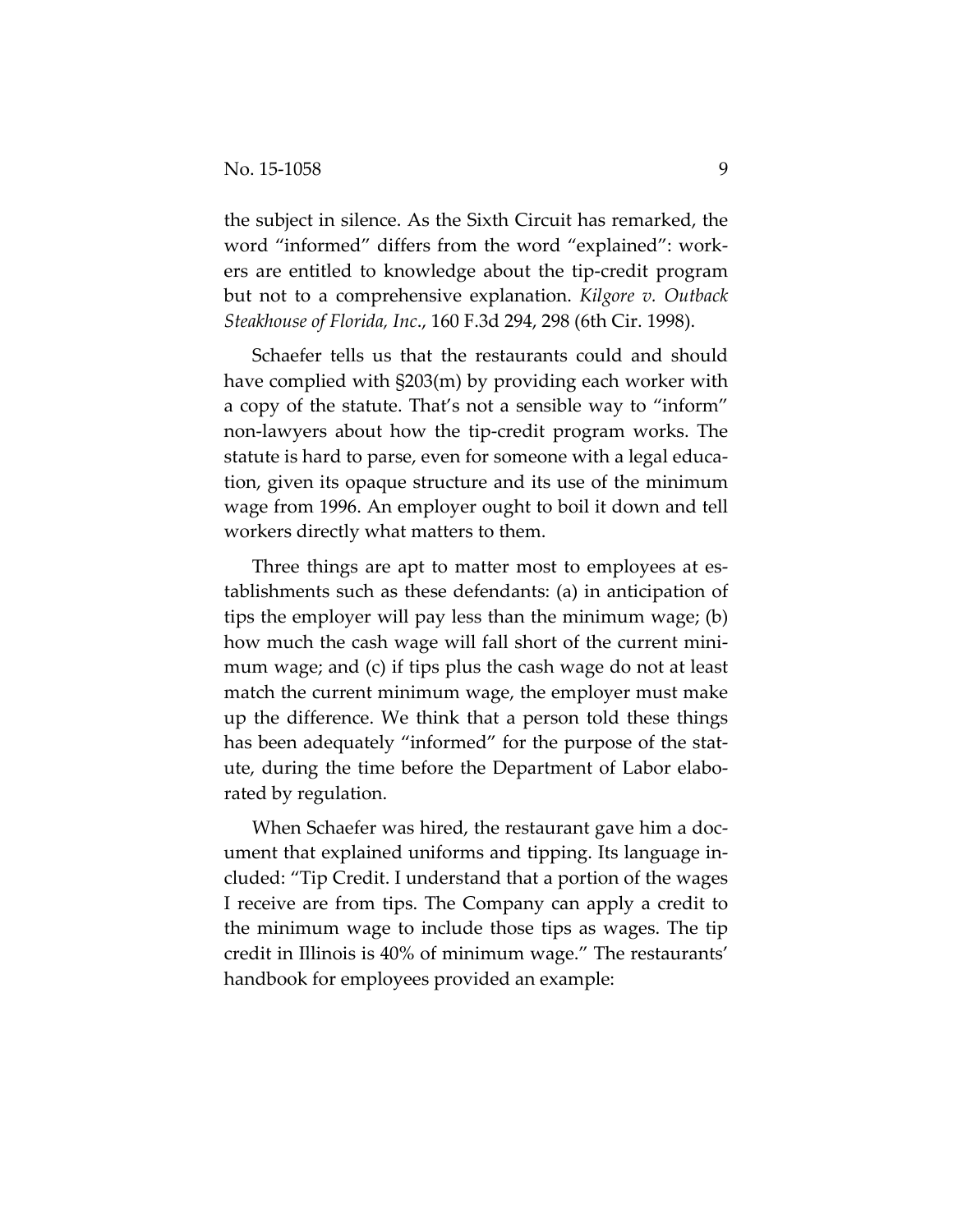the subject in silence. As the Sixth Circuit has remarked, the word "informed" differs from the word "explained": workers are entitled to knowledge about the tip-credit program but not to a comprehensive explanation. *Kilgore v. Outback Steakhouse of Florida, Inc.*, 160 F.3d 294, 298 (6th Cir. 1998).

Schaefer tells us that the restaurants could and should have complied with §203(m) by providing each worker with a copy of the statute. That's not a sensible way to "inform" non-lawyers about how the tip-credit program works. The statute is hard to parse, even for someone with a legal education, given its opaque structure and its use of the minimum wage from 1996. An employer ought to boil it down and tell workers directly what matters to them.

Three things are apt to matter most to employees at establishments such as these defendants: (a) in anticipation of tips the employer will pay less than the minimum wage; (b) how much the cash wage will fall short of the current minimum wage; and (c) if tips plus the cash wage do not at least match the current minimum wage, the employer must make up the difference. We think that a person told these things has been adequately "informed" for the purpose of the statute, during the time before the Department of Labor elaborated by regulation.

When Schaefer was hired, the restaurant gave him a document that explained uniforms and tipping. Its language included: "Tip Credit. I understand that a portion of the wages I receive are from tips. The Company can apply a credit to the minimum wage to include those tips as wages. The tip credit in Illinois is 40% of minimum wage." The restaurants' handbook for employees provided an example: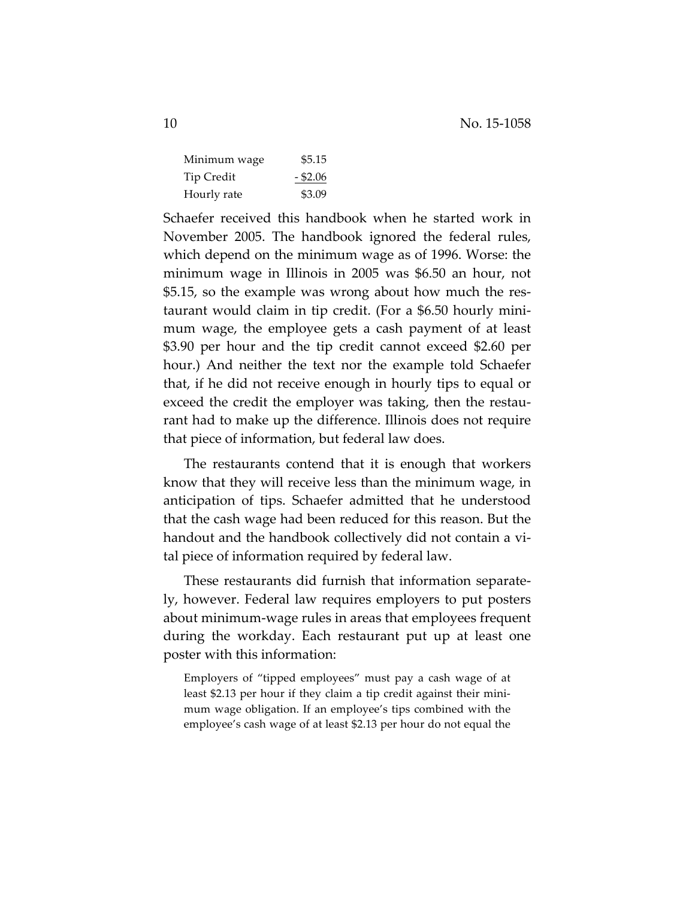| Minimum wage | $5.15 |
| --- | --- |
| Tip Credit | - $2.06 |
| Hourly rate | $3.09 |

Schaefer received this handbook when he started work in November 2005. The handbook ignored the federal rules, which depend on the minimum wage as of 1996. Worse: the minimum wage in Illinois in 2005 was $6.50 an hour, not $5.15, so the example was wrong about how much the restaurant would claim in tip credit. (For a $6.50 hourly minimum wage, the employee gets a cash payment of at least $3.90 per hour and the tip credit cannot exceed $2.60 per hour.) And neither the text nor the example told Schaefer that, if he did not receive enough in hourly tips to equal or exceed the credit the employer was taking, then the restaurant had to make up the difference. Illinois does not require that piece of information, but federal law does.

The restaurants contend that it is enough that workers know that they will receive less than the minimum wage, in anticipation of tips. Schaefer admitted that he understood that the cash wage had been reduced for this reason. But the handout and the handbook collectively did not contain a vital piece of information required by federal law.

These restaurants did furnish that information separately, however. Federal law requires employers to put posters about minimum-wage rules in areas that employees frequent during the workday. Each restaurant put up at least one poster with this information:

> Employers of "tipped employees" must pay a cash wage of at least $2.13 per hour if they claim a tip credit against their minimum wage obligation. If an employee's tips combined with the employee's cash wage of at least $2.13 per hour do not equal the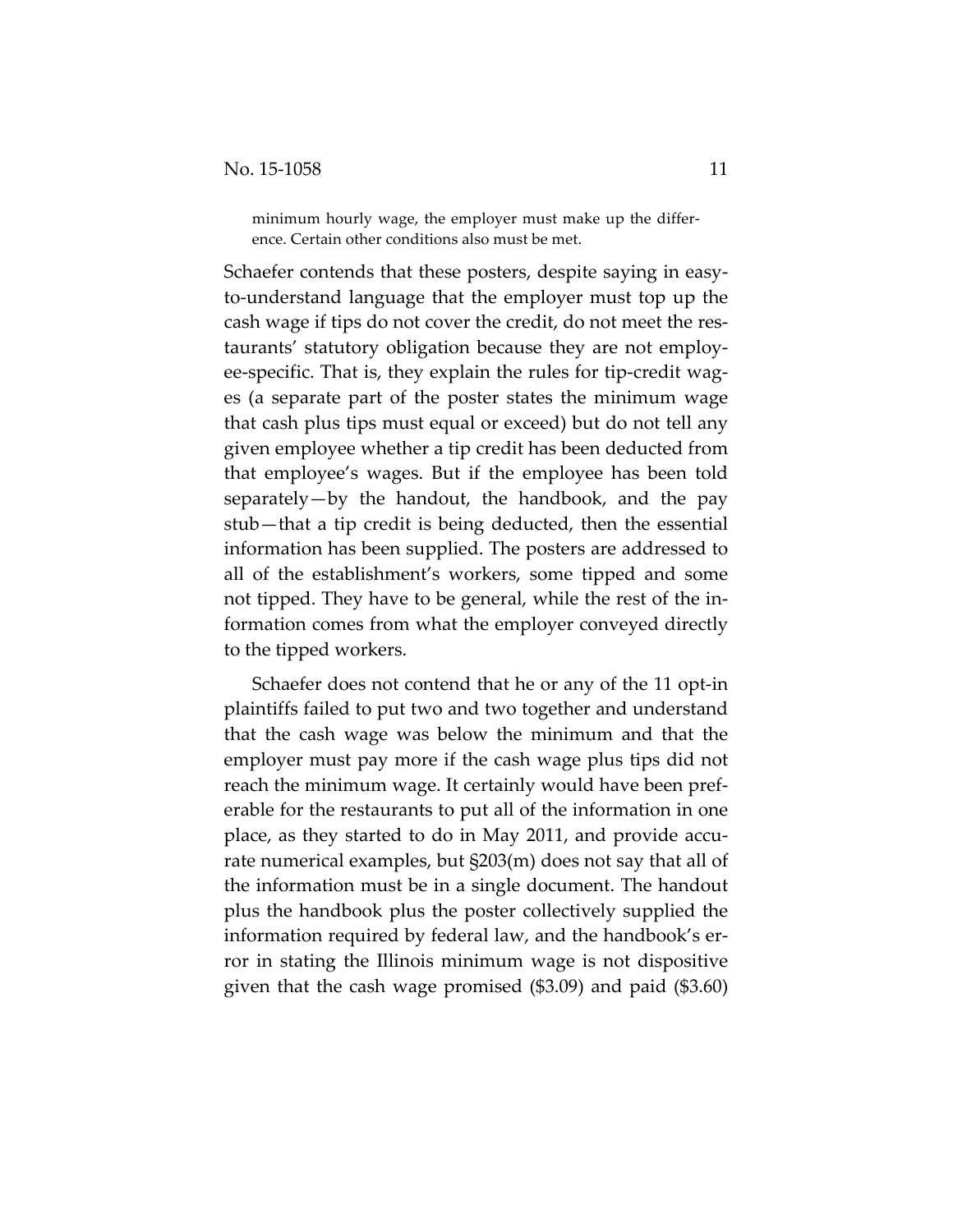> minimum hourly wage, the employer must make up the difference. Certain other conditions also must be met.

Schaefer contends that these posters, despite saying in easy-to-understand language that the employer must top up the cash wage if tips do not cover the credit, do not meet the restaurants' statutory obligation because they are not employee-specific. That is, they explain the rules for tip-credit wages (a separate part of the poster states the minimum wage that cash plus tips must equal or exceed) but do not tell any given employee whether a tip credit has been deducted from that employee's wages. But if the employee has been told separately—by the handout, the handbook, and the pay stub—that a tip credit is being deducted, then the essential information has been supplied. The posters are addressed to all of the establishment's workers, some tipped and some not tipped. They have to be general, while the rest of the information comes from what the employer conveyed directly to the tipped workers.

Schaefer does not contend that he or any of the 11 opt-in plaintiffs failed to put two and two together and understand that the cash wage was below the minimum and that the employer must pay more if the cash wage plus tips did not reach the minimum wage. It certainly would have been preferable for the restaurants to put all of the information in one place, as they started to do in May 2011, and provide accurate numerical examples, but §203(m) does not say that all of the information must be in a single document. The handout plus the handbook plus the poster collectively supplied the information required by federal law, and the handbook's error in stating the Illinois minimum wage is not dispositive given that the cash wage promised ($3.09) and paid ($3.60)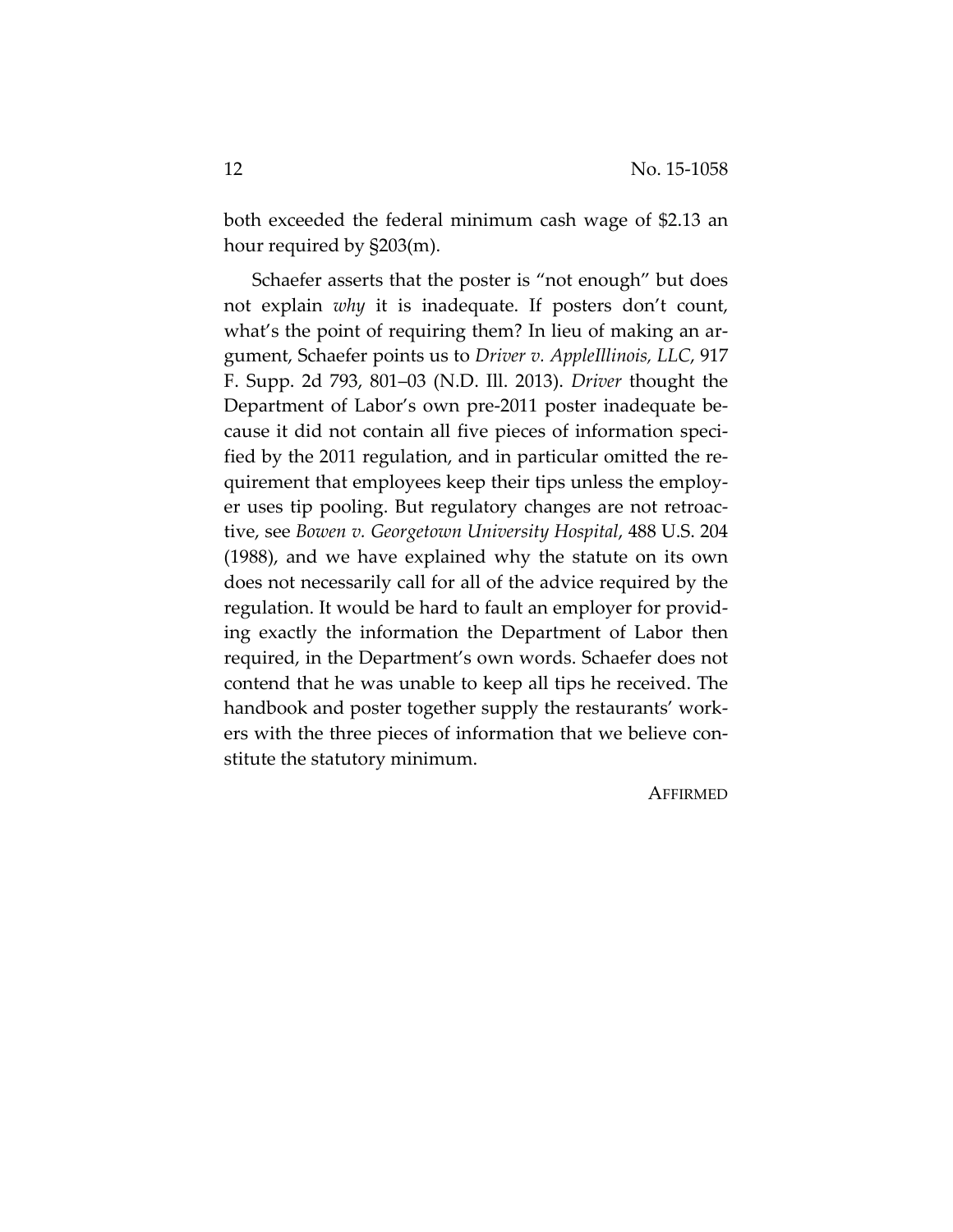both exceeded the federal minimum cash wage of $2.13 an hour required by §203(m).

Schaefer asserts that the poster is "not enough" but does not explain *why* it is inadequate. If posters don't count, what's the point of requiring them? In lieu of making an argument, Schaefer points us to *Driver v. AppleIllinois, LLC*, 917 F. Supp. 2d 793, 801–03 (N.D. Ill. 2013). *Driver* thought the Department of Labor's own pre-2011 poster inadequate because it did not contain all five pieces of information specified by the 2011 regulation, and in particular omitted the requirement that employees keep their tips unless the employer uses tip pooling. But regulatory changes are not retroactive, see *Bowen v. Georgetown University Hospital*, 488 U.S. 204 (1988), and we have explained why the statute on its own does not necessarily call for all of the advice required by the regulation. It would be hard to fault an employer for providing exactly the information the Department of Labor then required, in the Department's own words. Schaefer does not contend that he was unable to keep all tips he received. The handbook and poster together supply the restaurants' workers with the three pieces of information that we believe constitute the statutory minimum.

AFFIRMED